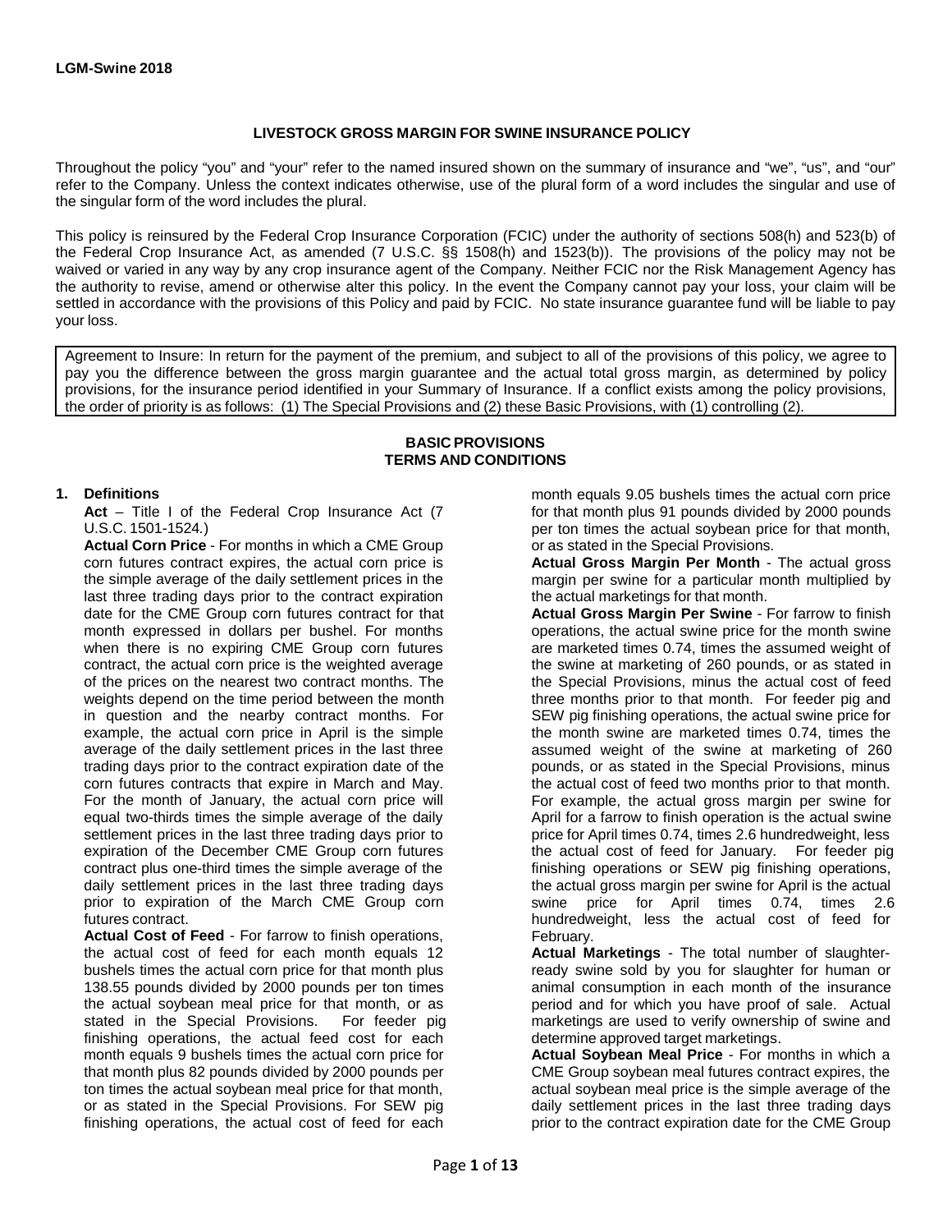LGM-Swine 2018

## LIVESTOCK GROSS MARGIN FOR SWINE INSURANCE POLICY

Throughout the policy "you" and "your" refer to the named insured shown on the summary of insurance and "we", "us", and "our" refer to the Company. Unless the context indicates otherwise, use of the plural form of a word includes the singular and use of the singular form of the word includes the plural.

This policy is reinsured by the Federal Crop Insurance Corporation (FCIC) under the authority of sections 508(h) and 523(b) of the Federal Crop Insurance Act, as amended (7 U.S.C. §§ 1508(h) and 1523(b)). The provisions of the policy may not be waived or varied in any way by any crop insurance agent of the Company. Neither FCIC nor the Risk Management Agency has the authority to revise, amend or otherwise alter this policy. In the event the Company cannot pay your loss, your claim will be settled in accordance with the provisions of this Policy and paid by FCIC. No state insurance guarantee fund will be liable to pay your loss.

Agreement to Insure: In return for the payment of the premium, and subject to all of the provisions of this policy, we agree to pay you the difference between the gross margin guarantee and the actual total gross margin, as determined by policy provisions, for the insurance period identified in your Summary of Insurance. If a conflict exists among the policy provisions, the order of priority is as follows: (1) The Special Provisions and (2) these Basic Provisions, with (1) controlling (2).

## BASIC PROVISIONS
## TERMS AND CONDITIONS

**1. Definitions**

**Act** – Title I of the Federal Crop Insurance Act (7 U.S.C. 1501-1524.)

**Actual Corn Price** - For months in which a CME Group corn futures contract expires, the actual corn price is the simple average of the daily settlement prices in the last three trading days prior to the contract expiration date for the CME Group corn futures contract for that month expressed in dollars per bushel. For months when there is no expiring CME Group corn futures contract, the actual corn price is the weighted average of the prices on the nearest two contract months. The weights depend on the time period between the month in question and the nearby contract months. For example, the actual corn price in April is the simple average of the daily settlement prices in the last three trading days prior to the contract expiration date of the corn futures contracts that expire in March and May. For the month of January, the actual corn price will equal two-thirds times the simple average of the daily settlement prices in the last three trading days prior to expiration of the December CME Group corn futures contract plus one-third times the simple average of the daily settlement prices in the last three trading days prior to expiration of the March CME Group corn futures contract.

**Actual Cost of Feed** - For farrow to finish operations, the actual cost of feed for each month equals 12 bushels times the actual corn price for that month plus 138.55 pounds divided by 2000 pounds per ton times the actual soybean meal price for that month, or as stated in the Special Provisions. For feeder pig finishing operations, the actual feed cost for each month equals 9 bushels times the actual corn price for that month plus 82 pounds divided by 2000 pounds per ton times the actual soybean meal price for that month, or as stated in the Special Provisions. For SEW pig finishing operations, the actual cost of feed for each month equals 9.05 bushels times the actual corn price for that month plus 91 pounds divided by 2000 pounds per ton times the actual soybean price for that month, or as stated in the Special Provisions.

**Actual Gross Margin Per Month** - The actual gross margin per swine for a particular month multiplied by the actual marketings for that month.

**Actual Gross Margin Per Swine** - For farrow to finish operations, the actual swine price for the month swine are marketed times 0.74, times the assumed weight of the swine at marketing of 260 pounds, or as stated in the Special Provisions, minus the actual cost of feed three months prior to that month. For feeder pig and SEW pig finishing operations, the actual swine price for the month swine are marketed times 0.74, times the assumed weight of the swine at marketing of 260 pounds, or as stated in the Special Provisions, minus the actual cost of feed two months prior to that month. For example, the actual gross margin per swine for April for a farrow to finish operation is the actual swine price for April times 0.74, times 2.6 hundredweight, less the actual cost of feed for January. For feeder pig finishing operations or SEW pig finishing operations, the actual gross margin per swine for April is the actual swine price for April times 0.74, times 2.6 hundredweight, less the actual cost of feed for February.

**Actual Marketings** - The total number of slaughter-ready swine sold by you for slaughter for human or animal consumption in each month of the insurance period and for which you have proof of sale. Actual marketings are used to verify ownership of swine and determine approved target marketings.

**Actual Soybean Meal Price** - For months in which a CME Group soybean meal futures contract expires, the actual soybean meal price is the simple average of the daily settlement prices in the last three trading days prior to the contract expiration date for the CME Group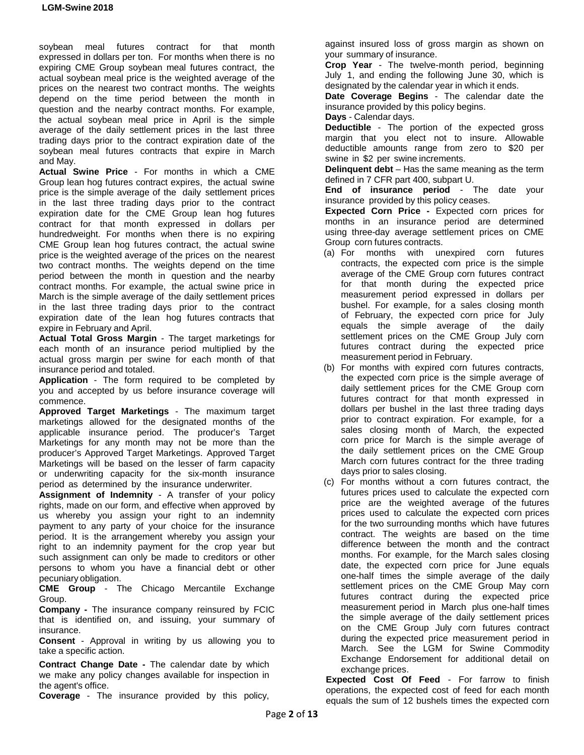soybean meal futures contract for that month expressed in dollars per ton. For months when there is no expiring CME Group soybean meal futures contract, the actual soybean meal price is the weighted average of the prices on the nearest two contract months. The weights depend on the time period between the month in question and the nearby contract months. For example, the actual soybean meal price in April is the simple average of the daily settlement prices in the last three trading days prior to the contract expiration date of the soybean meal futures contracts that expire in March and May.

**Actual Swine Price** - For months in which a CME Group lean hog futures contract expires, the actual swine price is the simple average of the daily settlement prices in the last three trading days prior to the contract expiration date for the CME Group lean hog futures contract for that month expressed in dollars per hundredweight. For months when there is no expiring CME Group lean hog futures contract, the actual swine price is the weighted average of the prices on the nearest two contract months. The weights depend on the time period between the month in question and the nearby contract months. For example, the actual swine price in March is the simple average of the daily settlement prices in the last three trading days prior to the contract expiration date of the lean hog futures contracts that expire in February and April.

**Actual Total Gross Margin** - The target marketings for each month of an insurance period multiplied by the actual gross margin per swine for each month of that insurance period and totaled.

**Application** - The form required to be completed by you and accepted by us before insurance coverage will commence.

**Approved Target Marketings** - The maximum target marketings allowed for the designated months of the applicable insurance period. The producer's Target Marketings for any month may not be more than the producer's Approved Target Marketings. Approved Target Marketings will be based on the lesser of farm capacity or underwriting capacity for the six-month insurance period as determined by the insurance underwriter.

**Assignment of Indemnity** - A transfer of your policy rights, made on our form, and effective when approved by us whereby you assign your right to an indemnity payment to any party of your choice for the insurance period. It is the arrangement whereby you assign your right to an indemnity payment for the crop year but such assignment can only be made to creditors or other persons to whom you have a financial debt or other pecuniary obligation.

**CME Group** - The Chicago Mercantile Exchange Group.

**Company -** The insurance company reinsured by FCIC that is identified on, and issuing, your summary of insurance.

**Consent** - Approval in writing by us allowing you to take a specific action.

**Contract Change Date -** The calendar date by which we make any policy changes available for inspection in the agent's office.

**Coverage** - The insurance provided by this policy, against insured loss of gross margin as shown on your summary of insurance.

**Crop Year** - The twelve-month period, beginning July 1, and ending the following June 30, which is designated by the calendar year in which it ends.

**Date Coverage Begins** - The calendar date the insurance provided by this policy begins.

**Days** - Calendar days.

**Deductible** - The portion of the expected gross margin that you elect not to insure. Allowable deductible amounts range from zero to $20 per swine in $2 per swine increments.

**Delinquent debt** – Has the same meaning as the term defined in 7 CFR part 400, subpart U.

**End of insurance period** - The date your insurance provided by this policy ceases.

**Expected Corn Price -** Expected corn prices for months in an insurance period are determined using three-day average settlement prices on CME Group corn futures contracts.

(a) For months with unexpired corn futures contracts, the expected corn price is the simple average of the CME Group corn futures contract for that month during the expected price measurement period expressed in dollars per bushel. For example, for a sales closing month of February, the expected corn price for July equals the simple average of the daily settlement prices on the CME Group July corn futures contract during the expected price measurement period in February.

(b) For months with expired corn futures contracts, the expected corn price is the simple average of daily settlement prices for the CME Group corn futures contract for that month expressed in dollars per bushel in the last three trading days prior to contract expiration. For example, for a sales closing month of March, the expected corn price for March is the simple average of the daily settlement prices on the CME Group March corn futures contract for the three trading days prior to sales closing.

(c) For months without a corn futures contract, the futures prices used to calculate the expected corn price are the weighted average of the futures prices used to calculate the expected corn prices for the two surrounding months which have futures contract. The weights are based on the time difference between the month and the contract months. For example, for the March sales closing date, the expected corn price for June equals one-half times the simple average of the daily settlement prices on the CME Group May corn futures contract during the expected price measurement period in March plus one-half times the simple average of the daily settlement prices on the CME Group July corn futures contract during the expected price measurement period in March. See the LGM for Swine Commodity Exchange Endorsement for additional detail on exchange prices.

**Expected Cost Of Feed** - For farrow to finish operations, the expected cost of feed for each month equals the sum of 12 bushels times the expected corn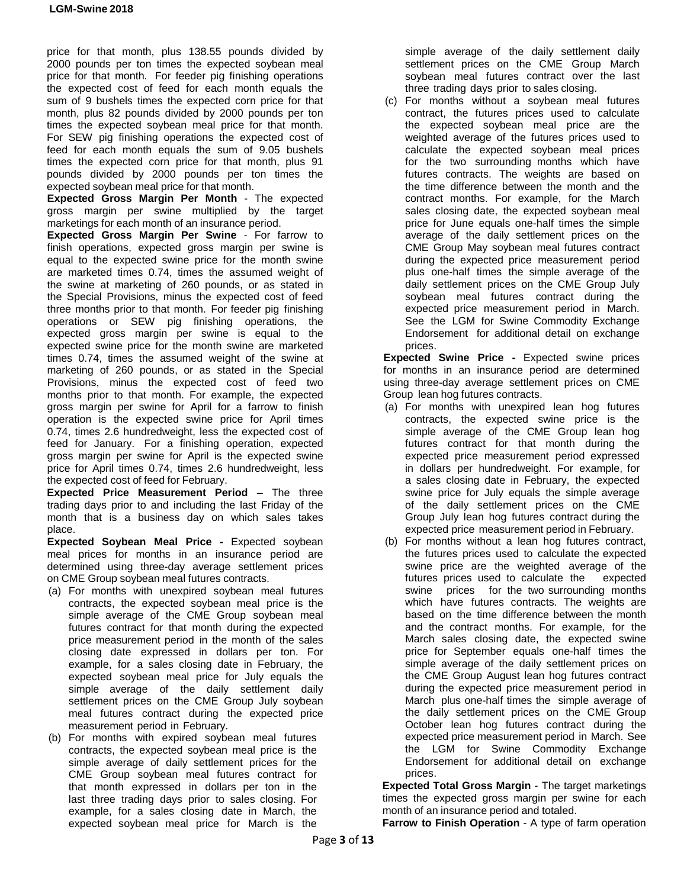price for that month, plus 138.55 pounds divided by 2000 pounds per ton times the expected soybean meal price for that month. For feeder pig finishing operations the expected cost of feed for each month equals the sum of 9 bushels times the expected corn price for that month, plus 82 pounds divided by 2000 pounds per ton times the expected soybean meal price for that month. For SEW pig finishing operations the expected cost of feed for each month equals the sum of 9.05 bushels times the expected corn price for that month, plus 91 pounds divided by 2000 pounds per ton times the expected soybean meal price for that month.

**Expected Gross Margin Per Month** - The expected gross margin per swine multiplied by the target marketings for each month of an insurance period.

**Expected Gross Margin Per Swine** - For farrow to finish operations, expected gross margin per swine is equal to the expected swine price for the month swine are marketed times 0.74, times the assumed weight of the swine at marketing of 260 pounds, or as stated in the Special Provisions, minus the expected cost of feed three months prior to that month. For feeder pig finishing operations or SEW pig finishing operations, the expected gross margin per swine is equal to the expected swine price for the month swine are marketed times 0.74, times the assumed weight of the swine at marketing of 260 pounds, or as stated in the Special Provisions, minus the expected cost of feed two months prior to that month. For example, the expected gross margin per swine for April for a farrow to finish operation is the expected swine price for April times 0.74, times 2.6 hundredweight, less the expected cost of feed for January. For a finishing operation, expected gross margin per swine for April is the expected swine price for April times 0.74, times 2.6 hundredweight, less the expected cost of feed for February.

**Expected Price Measurement Period** – The three trading days prior to and including the last Friday of the month that is a business day on which sales takes place.

**Expected Soybean Meal Price -** Expected soybean meal prices for months in an insurance period are determined using three-day average settlement prices on CME Group soybean meal futures contracts.

(a) For months with unexpired soybean meal futures contracts, the expected soybean meal price is the simple average of the CME Group soybean meal futures contract for that month during the expected price measurement period in the month of the sales closing date expressed in dollars per ton. For example, for a sales closing date in February, the expected soybean meal price for July equals the simple average of the daily settlement daily settlement prices on the CME Group July soybean meal futures contract during the expected price measurement period in February.

(b) For months with expired soybean meal futures contracts, the expected soybean meal price is the simple average of daily settlement prices for the CME Group soybean meal futures contract for that month expressed in dollars per ton in the last three trading days prior to sales closing. For example, for a sales closing date in March, the expected soybean meal price for March is the simple average of the daily settlement daily settlement prices on the CME Group March soybean meal futures contract over the last three trading days prior to sales closing.

(c) For months without a soybean meal futures contract, the futures prices used to calculate the expected soybean meal price are the weighted average of the futures prices used to calculate the expected soybean meal prices for the two surrounding months which have futures contracts. The weights are based on the time difference between the month and the contract months. For example, for the March sales closing date, the expected soybean meal price for June equals one-half times the simple average of the daily settlement prices on the CME Group May soybean meal futures contract during the expected price measurement period plus one-half times the simple average of the daily settlement prices on the CME Group July soybean meal futures contract during the expected price measurement period in March. See the LGM for Swine Commodity Exchange Endorsement for additional detail on exchange prices.

**Expected Swine Price -** Expected swine prices for months in an insurance period are determined using three-day average settlement prices on CME Group lean hog futures contracts.

(a) For months with unexpired lean hog futures contracts, the expected swine price is the simple average of the CME Group lean hog futures contract for that month during the expected price measurement period expressed in dollars per hundredweight. For example, for a sales closing date in February, the expected swine price for July equals the simple average of the daily settlement prices on the CME Group July lean hog futures contract during the expected price measurement period in February.

(b) For months without a lean hog futures contract, the futures prices used to calculate the expected swine price are the weighted average of the futures prices used to calculate the expected swine prices for the two surrounding months which have futures contracts. The weights are based on the time difference between the month and the contract months. For example, for the March sales closing date, the expected swine price for September equals one-half times the simple average of the daily settlement prices on the CME Group August lean hog futures contract during the expected price measurement period in March plus one-half times the simple average of the daily settlement prices on the CME Group October lean hog futures contract during the expected price measurement period in March. See the LGM for Swine Commodity Exchange Endorsement for additional detail on exchange prices.

**Expected Total Gross Margin** - The target marketings times the expected gross margin per swine for each month of an insurance period and totaled.

**Farrow to Finish Operation** - A type of farm operation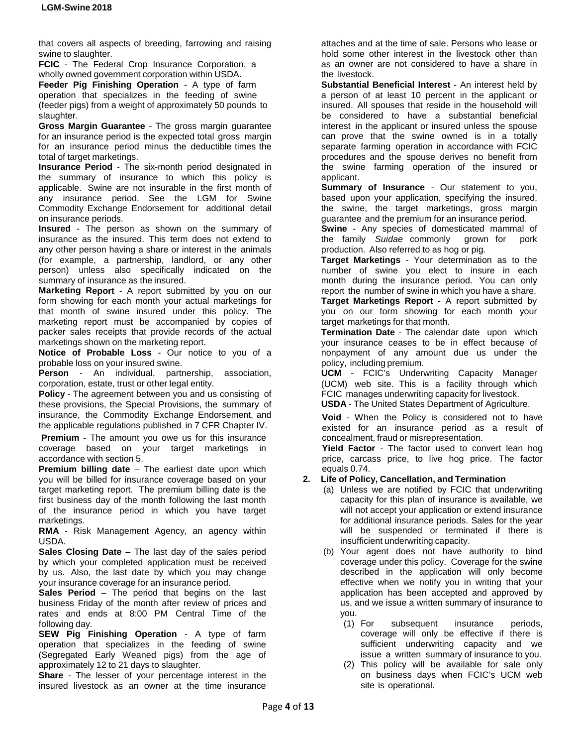that covers all aspects of breeding, farrowing and raising swine to slaughter.

**FCIC** - The Federal Crop Insurance Corporation, a wholly owned government corporation within USDA.

**Feeder Pig Finishing Operation** - A type of farm operation that specializes in the feeding of swine (feeder pigs) from a weight of approximately 50 pounds to slaughter.

**Gross Margin Guarantee** - The gross margin guarantee for an insurance period is the expected total gross margin for an insurance period minus the deductible times the total of target marketings.

**Insurance Period** - The six-month period designated in the summary of insurance to which this policy is applicable. Swine are not insurable in the first month of any insurance period. See the LGM for Swine Commodity Exchange Endorsement for additional detail on insurance periods.

**Insured** - The person as shown on the summary of insurance as the insured. This term does not extend to any other person having a share or interest in the animals (for example, a partnership, landlord, or any other person) unless also specifically indicated on the summary of insurance as the insured.

**Marketing Report** - A report submitted by you on our form showing for each month your actual marketings for that month of swine insured under this policy. The marketing report must be accompanied by copies of packer sales receipts that provide records of the actual marketings shown on the marketing report.

**Notice of Probable Loss** - Our notice to you of a probable loss on your insured swine.

**Person** - An individual, partnership, association, corporation, estate, trust or other legal entity.

**Policy** - The agreement between you and us consisting of these provisions, the Special Provisions, the summary of insurance, the Commodity Exchange Endorsement, and the applicable regulations published in 7 CFR Chapter IV.

**Premium** - The amount you owe us for this insurance coverage based on your target marketings in accordance with section 5.

**Premium billing date** – The earliest date upon which you will be billed for insurance coverage based on your target marketing report. The premium billing date is the first business day of the month following the last month of the insurance period in which you have target marketings.

**RMA** - Risk Management Agency, an agency within USDA.

**Sales Closing Date** – The last day of the sales period by which your completed application must be received by us. Also, the last date by which you may change your insurance coverage for an insurance period.

**Sales Period** – The period that begins on the last business Friday of the month after review of prices and rates and ends at 8:00 PM Central Time of the following day.

**SEW Pig Finishing Operation** - A type of farm operation that specializes in the feeding of swine (Segregated Early Weaned pigs) from the age of approximately 12 to 21 days to slaughter.

**Share** - The lesser of your percentage interest in the insured livestock as an owner at the time insurance attaches and at the time of sale. Persons who lease or hold some other interest in the livestock other than as an owner are not considered to have a share in the livestock.

**Substantial Beneficial Interest** - An interest held by a person of at least 10 percent in the applicant or insured. All spouses that reside in the household will be considered to have a substantial beneficial interest in the applicant or insured unless the spouse can prove that the swine owned is in a totally separate farming operation in accordance with FCIC procedures and the spouse derives no benefit from the swine farming operation of the insured or applicant.

**Summary of Insurance** - Our statement to you, based upon your application, specifying the insured, the swine, the target marketings, gross margin guarantee and the premium for an insurance period.

**Swine** - Any species of domesticated mammal of the family *Suidae* commonly grown for pork production. Also referred to as hog or pig.

**Target Marketings** - Your determination as to the number of swine you elect to insure in each month during the insurance period. You can only report the number of swine in which you have a share.

**Target Marketings Report** - A report submitted by you on our form showing for each month your target marketings for that month.

**Termination Date** - The calendar date upon which your insurance ceases to be in effect because of nonpayment of any amount due us under the policy, including premium.

**UCM** - FCIC's Underwriting Capacity Manager (UCM) web site. This is a facility through which FCIC manages underwriting capacity for livestock.

**USDA** - The United States Department of Agriculture.

**Void** - When the Policy is considered not to have existed for an insurance period as a result of concealment, fraud or misrepresentation.

**Yield Factor** - The factor used to convert lean hog price, carcass price, to live hog price. The factor equals 0.74.

**2. Life of Policy, Cancellation, and Termination**

(a) Unless we are notified by FCIC that underwriting capacity for this plan of insurance is available, we will not accept your application or extend insurance for additional insurance periods. Sales for the year will be suspended or terminated if there is insufficient underwriting capacity.

(b) Your agent does not have authority to bind coverage under this policy. Coverage for the swine described in the application will only become effective when we notify you in writing that your application has been accepted and approved by us, and we issue a written summary of insurance to you.

(1) For subsequent insurance periods, coverage will only be effective if there is sufficient underwriting capacity and we issue a written summary of insurance to you.

(2) This policy will be available for sale only on business days when FCIC's UCM web site is operational.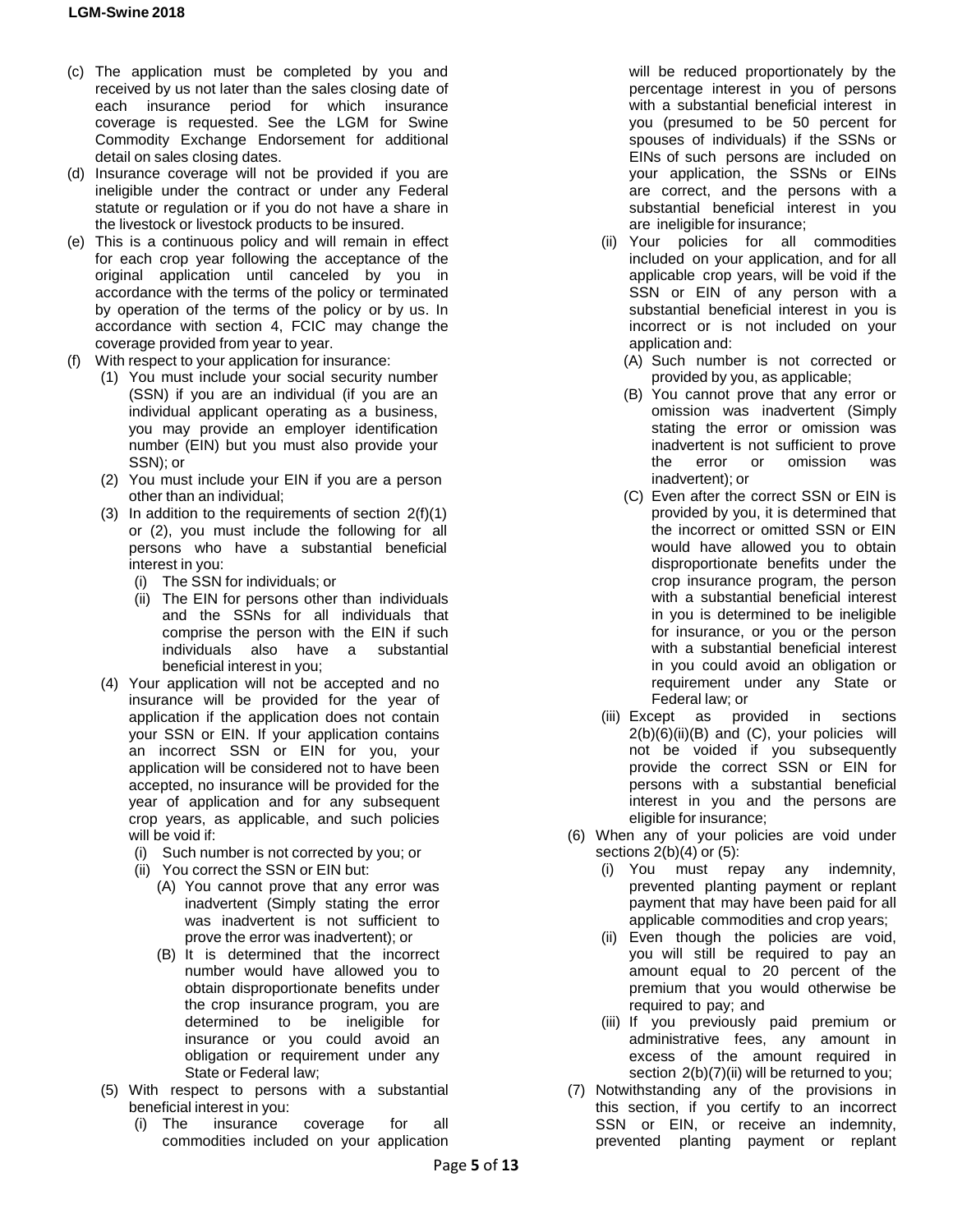(c) The application must be completed by you and received by us not later than the sales closing date of each insurance period for which insurance coverage is requested. See the LGM for Swine Commodity Exchange Endorsement for additional detail on sales closing dates.

(d) Insurance coverage will not be provided if you are ineligible under the contract or under any Federal statute or regulation or if you do not have a share in the livestock or livestock products to be insured.

(e) This is a continuous policy and will remain in effect for each crop year following the acceptance of the original application until canceled by you in accordance with the terms of the policy or terminated by operation of the terms of the policy or by us. In accordance with section 4, FCIC may change the coverage provided from year to year.

(f) With respect to your application for insurance:

- (1) You must include your social security number (SSN) if you are an individual (if you are an individual applicant operating as a business, you may provide an employer identification number (EIN) but you must also provide your SSN); or
- (2) You must include your EIN if you are a person other than an individual;
- (3) In addition to the requirements of section 2(f)(1) or (2), you must include the following for all persons who have a substantial beneficial interest in you:
  - (i) The SSN for individuals; or
  - (ii) The EIN for persons other than individuals and the SSNs for all individuals that comprise the person with the EIN if such individuals also have a substantial beneficial interest in you;
- (4) Your application will not be accepted and no insurance will be provided for the year of application if the application does not contain your SSN or EIN. If your application contains an incorrect SSN or EIN for you, your application will be considered not to have been accepted, no insurance will be provided for the year of application and for any subsequent crop years, as applicable, and such policies will be void if:
  - (i) Such number is not corrected by you; or
  - (ii) You correct the SSN or EIN but:
    - (A) You cannot prove that any error was inadvertent (Simply stating the error was inadvertent is not sufficient to prove the error was inadvertent); or
    - (B) It is determined that the incorrect number would have allowed you to obtain disproportionate benefits under the crop insurance program, you are determined to be ineligible for insurance or you could avoid an obligation or requirement under any State or Federal law;
- (5) With respect to persons with a substantial beneficial interest in you:
  - (i) The insurance coverage for all commodities included on your application will be reduced proportionately by the percentage interest in you of persons with a substantial beneficial interest in you (presumed to be 50 percent for spouses of individuals) if the SSNs or EINs of such persons are included on your application, the SSNs or EINs are correct, and the persons with a substantial beneficial interest in you are ineligible for insurance;
  - (ii) Your policies for all commodities included on your application, and for all applicable crop years, will be void if the SSN or EIN of any person with a substantial beneficial interest in you is incorrect or is not included on your application and:
    - (A) Such number is not corrected or provided by you, as applicable;
    - (B) You cannot prove that any error or omission was inadvertent (Simply stating the error or omission was inadvertent is not sufficient to prove the error or omission was inadvertent); or
    - (C) Even after the correct SSN or EIN is provided by you, it is determined that the incorrect or omitted SSN or EIN would have allowed you to obtain disproportionate benefits under the crop insurance program, the person with a substantial beneficial interest in you is determined to be ineligible for insurance, or you or the person with a substantial beneficial interest in you could avoid an obligation or requirement under any State or Federal law; or
  - (iii) Except as provided in sections 2(b)(6)(ii)(B) and (C), your policies will not be voided if you subsequently provide the correct SSN or EIN for persons with a substantial interest in you and the persons are eligible for insurance;
- (6) When any of your policies are void under sections 2(b)(4) or (5):
  - (i) You must repay any indemnity, prevented planting payment or replant payment that may have been paid for all applicable commodities and crop years;
  - (ii) Even though the policies are void, you will still be required to pay an amount equal to 20 percent of the premium that you would otherwise be required to pay; and
  - (iii) If you previously paid premium or administrative fees, any amount in excess of the amount required in section 2(b)(7)(ii) will be returned to you;
- (7) Notwithstanding any of the provisions in this section, if you certify to an incorrect SSN or EIN, or receive an indemnity, prevented planting payment or replant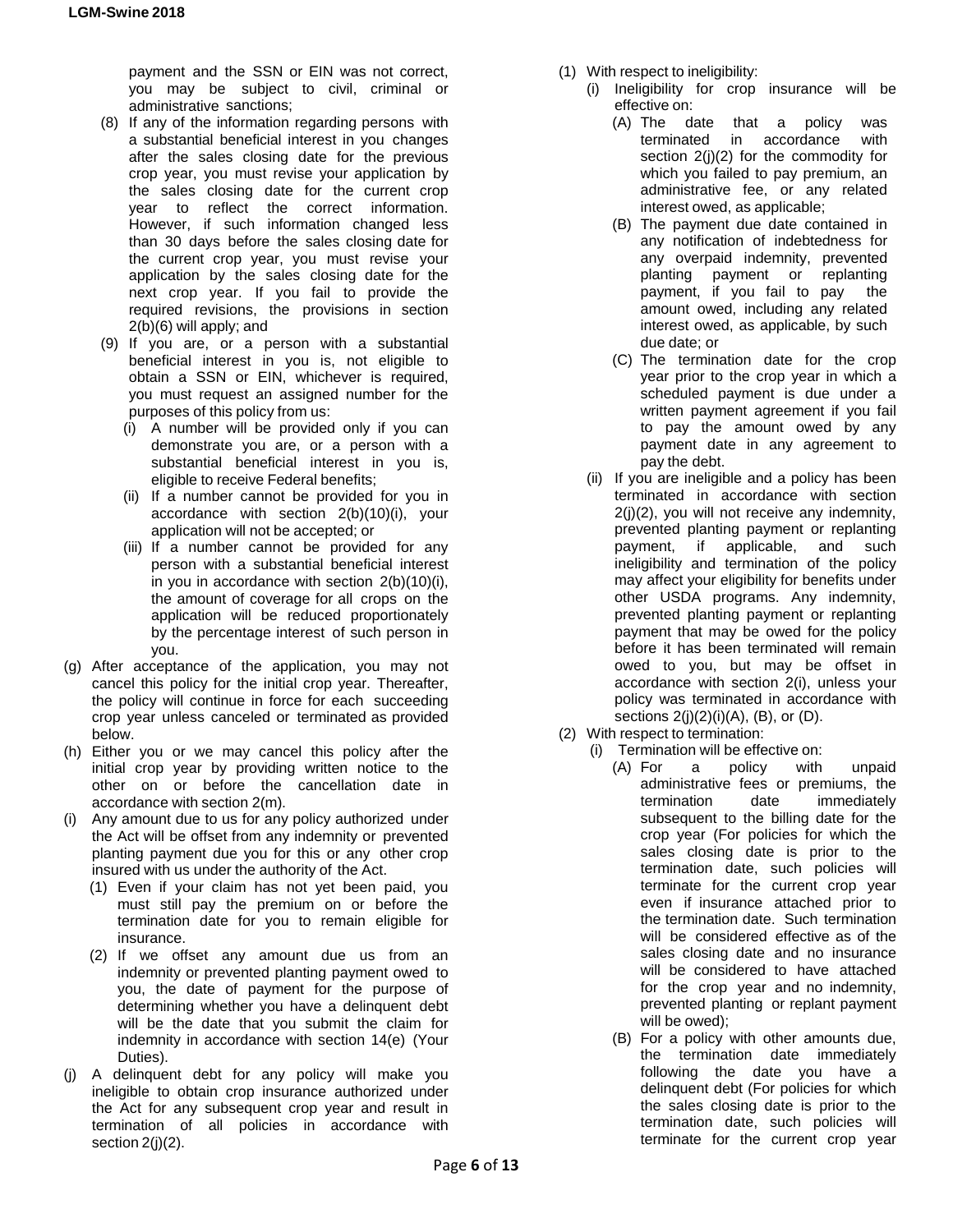payment and the SSN or EIN was not correct, you may be subject to civil, criminal or administrative sanctions;

(8) If any of the information regarding persons with a substantial beneficial interest in you changes after the sales closing date for the previous crop year, you must revise your application by the sales closing date for the current crop year to reflect the correct information. However, if such information changed less than 30 days before the sales closing date for the current crop year, you must revise your application by the sales closing date for the next crop year. If you fail to provide the required revisions, the provisions in section 2(b)(6) will apply; and

(9) If you are, or a person with a substantial beneficial interest in you is, not eligible to obtain a SSN or EIN, whichever is required, you must request an assigned number for the purposes of this policy from us:

(i) A number will be provided only if you can demonstrate you are, or a person with a substantial beneficial interest in you is, eligible to receive Federal benefits;

(ii) If a number cannot be provided for you in accordance with section 2(b)(10)(i), your application will not be accepted; or

(iii) If a number cannot be provided for any person with a substantial beneficial interest in you in accordance with section 2(b)(10)(i), the amount of coverage for all crops on the application will be reduced proportionately by the percentage interest of such person in you.

(g) After acceptance of the application, you may not cancel this policy for the initial crop year. Thereafter, the policy will continue in force for each succeeding crop year unless canceled or terminated as provided below.

(h) Either you or we may cancel this policy after the initial crop year by providing written notice to the other on or before the cancellation date in accordance with section 2(m).

(i) Any amount due to us for any policy authorized under the Act will be offset from any indemnity or prevented planting payment due you for this or any other crop insured with us under the authority of the Act.

(1) Even if your claim has not yet been paid, you must still pay the premium on or before the termination date for you to remain eligible for insurance.

(2) If we offset any amount due us from an indemnity or prevented planting payment owed to you, the date of payment for the purpose of determining whether you have a delinquent debt will be the date that you submit the claim for indemnity in accordance with section 14(e) (Your Duties).

(j) A delinquent debt for any policy will make you ineligible to obtain crop insurance authorized under the Act for any subsequent crop year and result in termination of all policies in accordance with section 2(j)(2).

(1) With respect to ineligibility:

(i) Ineligibility for crop insurance will be effective on:

(A) The date that a policy was terminated in accordance with section 2(j)(2) for the commodity for which you failed to pay premium, an administrative fee, or any related interest owed, as applicable;

(B) The payment due date contained in any notification of indebtedness for any overpaid indemnity, prevented planting payment or replanting payment, if you fail to pay the amount owed, including any related interest owed, as applicable, by such due date; or

(C) The termination date for the crop year prior to the crop year in which a scheduled payment is due under a written payment agreement if you fail to pay the amount owed by any payment date in any agreement to pay the debt.

(ii) If you are ineligible and a policy has been terminated in accordance with section 2(j)(2), you will not receive any indemnity, prevented planting payment or replanting payment, if applicable, and such ineligibility and termination of the policy may affect your eligibility for benefits under other USDA programs. Any indemnity, prevented planting payment or replanting payment that may be owed for the policy before it has been terminated will remain owed to you, but may be offset in accordance with section 2(i), unless your policy was terminated in accordance with sections 2(j)(2)(i)(A), (B), or (D).

(2) With respect to termination:

(i) Termination will be effective on:

(A) For a policy with unpaid administrative fees or premiums, the termination date immediately subsequent to the billing date for the crop year (For policies for which the sales closing date is prior to the termination date, such policies will terminate for the current crop year even if insurance attached prior to the termination date. Such termination will be considered effective as of the sales closing date and no insurance will be considered to have attached for the crop year and no indemnity, prevented planting or replant payment will be owed);

(B) For a policy with other amounts due, the termination date immediately following the date you have a delinquent debt (For policies for which the sales closing date is prior to the termination date, such policies will terminate for the current crop year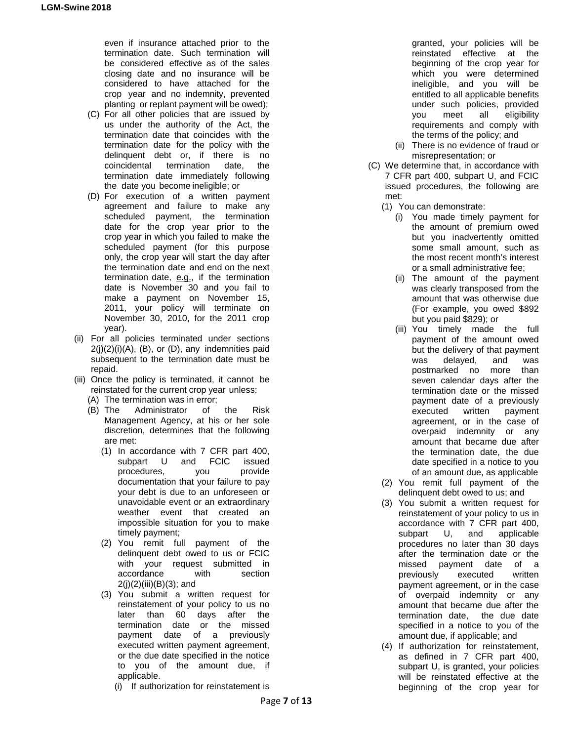even if insurance attached prior to the termination date. Such termination will be considered effective as of the sales closing date and no insurance will be considered to have attached for the crop year and no indemnity, prevented planting or replant payment will be owed);

- (C) For all other policies that are issued by us under the authority of the Act, the termination date that coincides with the termination date for the policy with the delinquent debt or, if there is no coincidental termination date, the termination date immediately following the date you become ineligible; or
- (D) For execution of a written payment agreement and failure to make any scheduled payment, the termination date for the crop year prior to the crop year in which you failed to make the scheduled payment (for this purpose only, the crop year will start the day after the termination date and end on the next termination date, e.g., if the termination date is November 30 and you fail to make a payment on November 15, 2011, your policy will terminate on November 30, 2010, for the 2011 crop year).

(ii) For all policies terminated under sections 2(j)(2)(i)(A), (B), or (D), any indemnities paid subsequent to the termination date must be repaid.

(iii) Once the policy is terminated, it cannot be reinstated for the current crop year unless:

- (A) The termination was in error;
- (B) The Administrator of the Risk Management Agency, at his or her sole discretion, determines that the following are met:
  - (1) In accordance with 7 CFR part 400, subpart U and FCIC issued procedures, you provide documentation that your failure to pay your debt is due to an unforeseen or unavoidable event or an extraordinary weather event that created an impossible situation for you to make timely payment;
  - (2) You remit full payment of the delinquent debt owed to us or FCIC with your request submitted in accordance with section 2(j)(2)(iii)(B)(3); and
  - (3) You submit a written request for reinstatement of your policy to us no later than 60 days after the termination date or the missed payment date of a previously executed written payment agreement, or the due date specified in the notice to you of the amount due, if applicable.
    - (i) If authorization for reinstatement is granted, your policies will be reinstated effective at the beginning of the crop year for which you were determined ineligible, and you will be entitled to all applicable benefits under such policies, provided you meet all eligibility requirements and comply with the terms of the policy; and
    - (ii) There is no evidence of fraud or misrepresentation; or
- (C) We determine that, in accordance with 7 CFR part 400, subpart U, and FCIC issued procedures, the following are met:
  - (1) You can demonstrate:
    - (i) You made timely payment for the amount of premium owed but you inadvertently omitted some small amount, such as the most recent month's interest or a small administrative fee;
    - (ii) The amount of the payment was clearly transposed from the amount that was otherwise due (For example, you owed $892 but you paid $829); or
    - (iii) You timely made the full payment of the amount owed but the delivery of that payment was delayed, and was postmarked no more than seven calendar days after the termination date or the missed payment date of a previously executed written payment agreement, or in the case of overpaid indemnity or any amount that became due after the termination date, the due date specified in a notice to you of an amount due, as applicable
  - (2) You remit full payment of the delinquent debt owed to us; and
  - (3) You submit a written request for reinstatement of your policy to us in accordance with 7 CFR part 400, subpart U, and applicable procedures no later than 30 days after the termination date or the missed payment date of a previously executed written payment agreement, or in the case of overpaid indemnity or any amount that became due after the termination date, the due date specified in a notice to you of the amount due, if applicable; and
  - (4) If authorization for reinstatement, as defined in 7 CFR part 400, subpart U, is granted, your policies will be reinstated effective at the beginning of the crop year for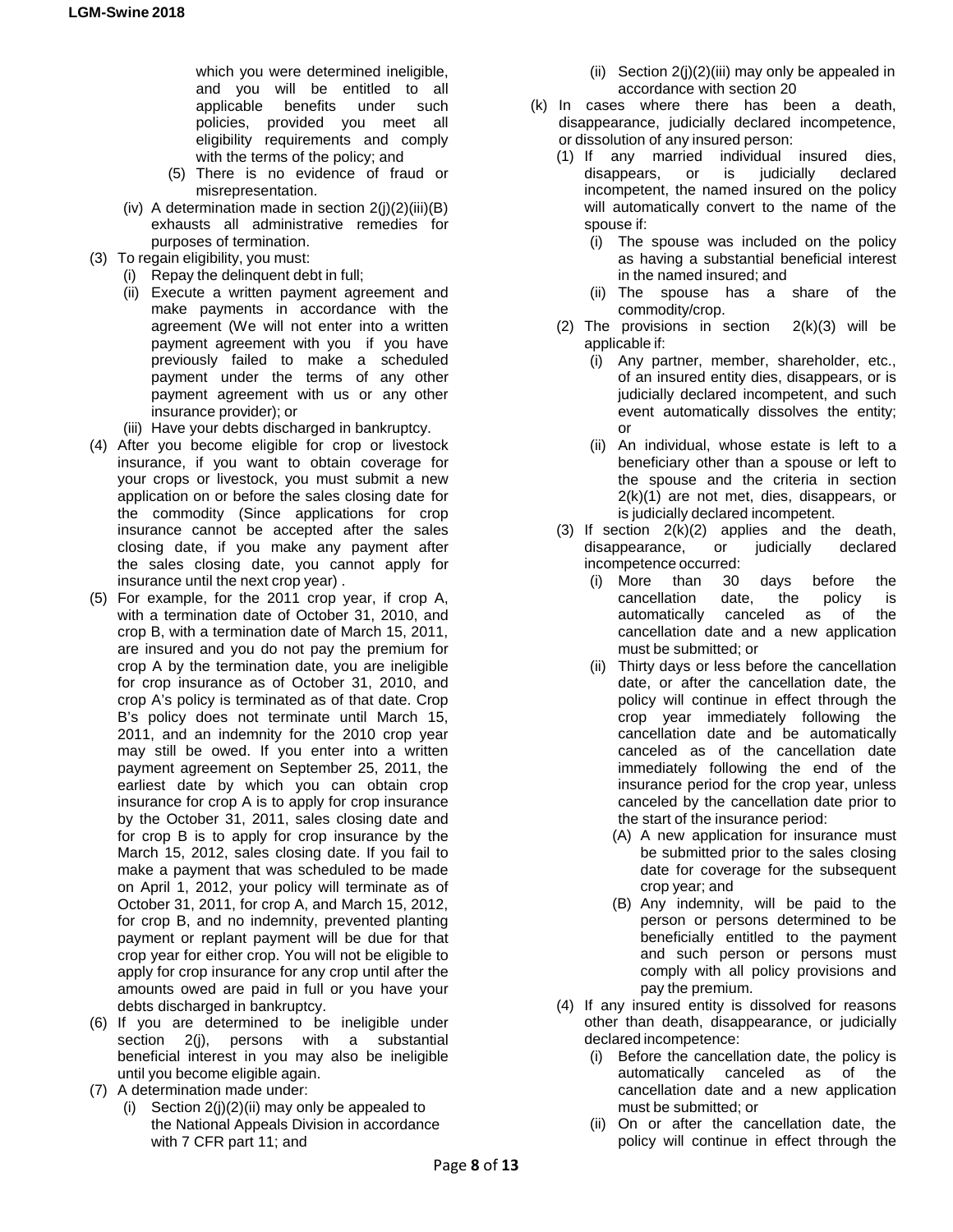which you were determined ineligible, and you will be entitled to all applicable benefits under such policies, provided you meet all eligibility requirements and comply with the terms of the policy; and

(5) There is no evidence of fraud or misrepresentation.

(iv) A determination made in section 2(j)(2)(iii)(B) exhausts all administrative remedies for purposes of termination.

(3) To regain eligibility, you must:

(i) Repay the delinquent debt in full;

(ii) Execute a written payment agreement and make payments in accordance with the agreement (We will not enter into a written payment agreement with you if you have previously failed to make a scheduled payment under the terms of any other payment agreement with us or any other insurance provider); or

(iii) Have your debts discharged in bankruptcy.

(4) After you become eligible for crop or livestock insurance, if you want to obtain coverage for your crops or livestock, you must submit a new application on or before the sales closing date for the commodity (Since applications for crop insurance cannot be accepted after the sales closing date, if you make any payment after the sales closing date, you cannot apply for insurance until the next crop year) .

(5) For example, for the 2011 crop year, if crop A, with a termination date of October 31, 2010, and crop B, with a termination date of March 15, 2011, are insured and you do not pay the premium for crop A by the termination date, you are ineligible for crop insurance as of October 31, 2010, and crop A's policy is terminated as of that date. Crop B's policy does not terminate until March 15, 2011, and an indemnity for the 2010 crop year may still be owed. If you enter into a written payment agreement on September 25, 2011, the earliest date by which you can obtain crop insurance for crop A is to apply for crop insurance by the October 31, 2011, sales closing date and for crop B is to apply for crop insurance by the March 15, 2012, sales closing date. If you fail to make a payment that was scheduled to be made on April 1, 2012, your policy will terminate as of October 31, 2011, for crop A, and March 15, 2012, for crop B, and no indemnity, prevented planting payment or replant payment will be due for that crop year for either crop. You will not be eligible to apply for crop insurance for any crop until after the amounts owed are paid in full or you have your debts discharged in bankruptcy.

(6) If you are determined to be ineligible under section 2(j), persons with a substantial beneficial interest in you may also be ineligible until you become eligible again.

(7) A determination made under:

(i) Section 2(j)(2)(ii) may only be appealed to the National Appeals Division in accordance with 7 CFR part 11; and

(ii) Section 2(j)(2)(iii) may only be appealed in accordance with section 20

(k) In cases where there has been a death, disappearance, judicially declared incompetence, or dissolution of any insured person:

(1) If any married individual insured dies, disappears, or is judicially declared incompetent, the named insured on the policy will automatically convert to the name of the spouse if:

(i) The spouse was included on the policy as having a substantial beneficial interest in the named insured; and

(ii) The spouse has a share of the commodity/crop.

(2) The provisions in section 2(k)(3) will be applicable if:

(i) Any partner, member, shareholder, etc., of an insured entity dies, disappears, or is judicially declared incompetent, and such event automatically dissolves the entity; or

(ii) An individual, whose estate is left to a beneficiary other than a spouse or left to the spouse and the criteria in section 2(k)(1) are not met, dies, disappears, or is judicially declared incompetent.

(3) If section 2(k)(2) applies and the death, disappearance, or judicially declared incompetence occurred:

(i) More than 30 days before the cancellation date, the policy is automatically canceled as of the cancellation date and a new application must be submitted; or

(ii) Thirty days or less before the cancellation date, or after the cancellation date, the policy will continue in effect through the crop year immediately following the cancellation date and be automatically canceled as of the cancellation date immediately following the end of the insurance period for the crop year, unless canceled by the cancellation date prior to the start of the insurance period:

(A) A new application for insurance must be submitted prior to the sales closing date for coverage for the subsequent crop year; and

(B) Any indemnity, will be paid to the person or persons determined to be beneficially entitled to the payment and such person or persons must comply with all policy provisions and pay the premium.

(4) If any insured entity is dissolved for reasons other than death, disappearance, or judicially declared incompetence:

(i) Before the cancellation date, the policy is automatically canceled as of the cancellation date and a new application must be submitted; or

(ii) On or after the cancellation date, the policy will continue in effect through the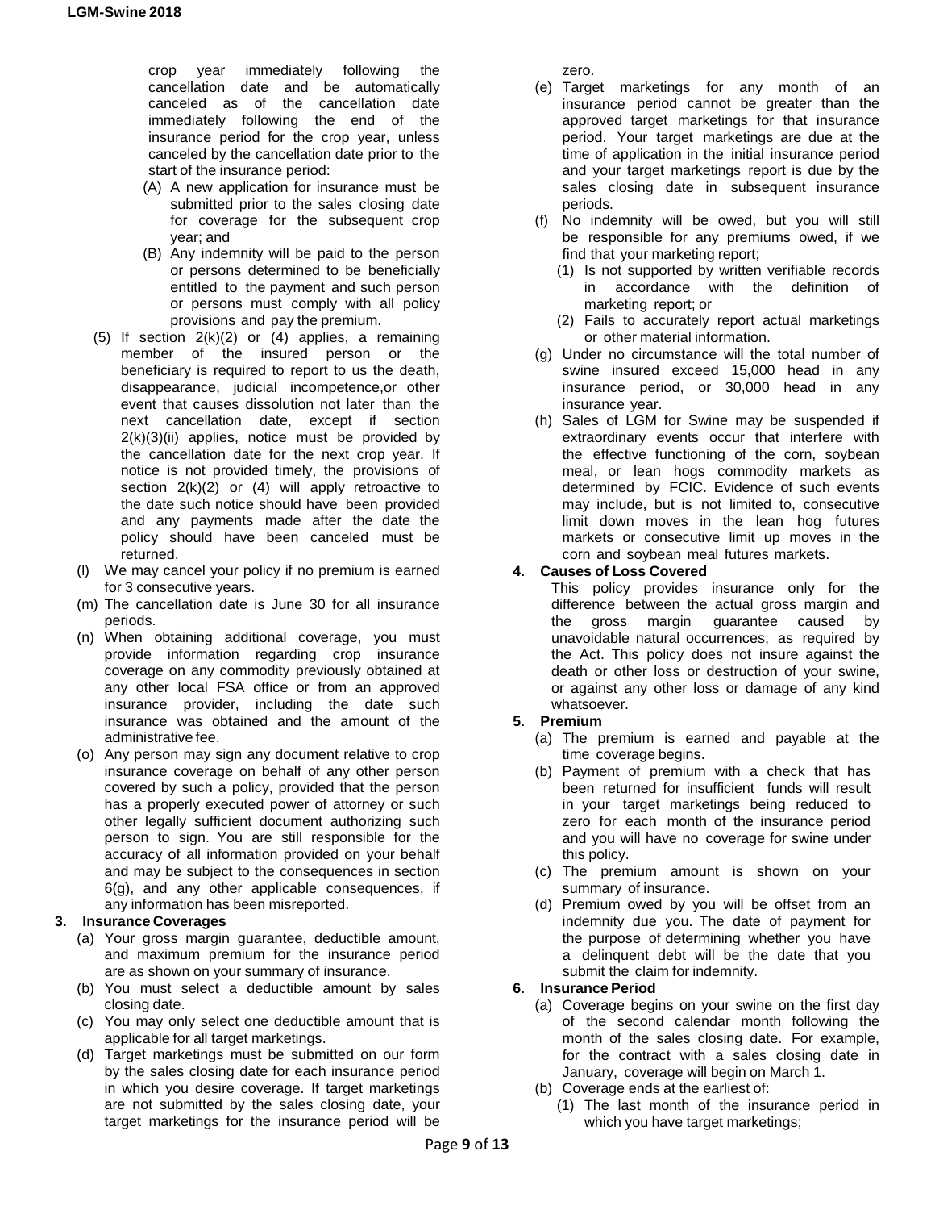crop year immediately following the cancellation date and be automatically canceled as of the cancellation date immediately following the end of the insurance period for the crop year, unless canceled by the cancellation date prior to the start of the insurance period:

(A) A new application for insurance must be submitted prior to the sales closing date for coverage for the subsequent crop year; and

(B) Any indemnity will be paid to the person or persons determined to be beneficially entitled to the payment and such person or persons must comply with all policy provisions and pay the premium.

(5) If section 2(k)(2) or (4) applies, a remaining member of the insured person or the beneficiary is required to report to us the death, disappearance, judicial incompetence,or other event that causes dissolution not later than the next cancellation date, except if section 2(k)(3)(ii) applies, notice must be provided by the cancellation date for the next crop year. If notice is not provided timely, the provisions of section 2(k)(2) or (4) will apply retroactive to the date such notice should have been provided and any payments made after the date the policy should have been canceled must be returned.

(l) We may cancel your policy if no premium is earned for 3 consecutive years.

(m) The cancellation date is June 30 for all insurance periods.

(n) When obtaining additional coverage, you must provide information regarding crop insurance coverage on any commodity previously obtained at any other local FSA office or from an approved insurance provider, including the date such insurance was obtained and the amount of the administrative fee.

(o) Any person may sign any document relative to crop insurance coverage on behalf of any other person covered by such a policy, provided that the person has a properly executed power of attorney or such other legally sufficient document authorizing such person to sign. You are still responsible for the accuracy of all information provided on your behalf and may be subject to the consequences in section 6(g), and any other applicable consequences, if any information has been misreported.

**3. Insurance Coverages**

(a) Your gross margin guarantee, deductible amount, and maximum premium for the insurance period are as shown on your summary of insurance.

(b) You must select a deductible amount by sales closing date.

(c) You may only select one deductible amount that is applicable for all target marketings.

(d) Target marketings must be submitted on our form by the sales closing date for each insurance period in which you desire coverage. If target marketings are not submitted by the sales closing date, your target marketings for the insurance period will be zero.

(e) Target marketings for any month of an insurance period cannot be greater than the approved target marketings for that insurance period. Your target marketings are due at the time of application in the initial insurance period and your target marketings report is due by the sales closing date in subsequent insurance periods.

(f) No indemnity will be owed, but you will still be responsible for any premiums owed, if we find that your marketing report;

(1) Is not supported by written verifiable records in accordance with the definition of marketing report; or

(2) Fails to accurately report actual marketings or other material information.

(g) Under no circumstance will the total number of swine insured exceed 15,000 head in any insurance period, or 30,000 head in any insurance year.

(h) Sales of LGM for Swine may be suspended if extraordinary events occur that interfere with the effective functioning of the corn, soybean meal, or lean hogs commodity markets as determined by FCIC. Evidence of such events may include, but is not limited to, consecutive limit down moves in the lean hog futures markets or consecutive limit up moves in the corn and soybean meal futures markets.

**4. Causes of Loss Covered**

This policy provides insurance only for the difference between the actual gross margin and the gross margin guarantee caused by unavoidable natural occurrences, as required by the Act. This policy does not insure against the death or other loss or destruction of your swine, or against any other loss or damage of any kind whatsoever.

**5. Premium**

(a) The premium is earned and payable at the time coverage begins.

(b) Payment of premium with a check that has been returned for insufficient funds will result in your target marketings being reduced to zero for each month of the insurance period and you will have no coverage for swine under this policy.

(c) The premium amount is shown on your summary of insurance.

(d) Premium owed by you will be offset from an indemnity due you. The date of payment for the purpose of determining whether you have a delinquent debt will be the date that you submit the claim for indemnity.

**6. Insurance Period**

(a) Coverage begins on your swine on the first day of the second calendar month following the month of the sales closing date. For example, for the contract with a sales closing date in January, coverage will begin on March 1.

(b) Coverage ends at the earliest of:

(1) The last month of the insurance period in which you have target marketings;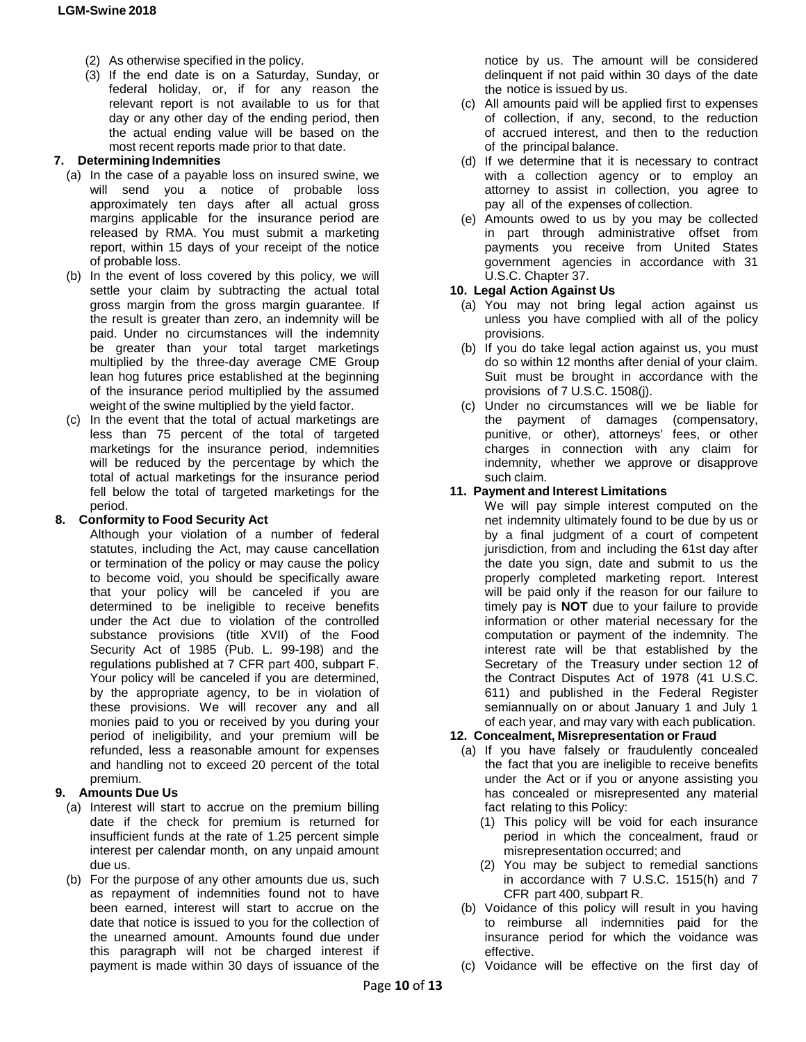(2) As otherwise specified in the policy.

(3) If the end date is on a Saturday, Sunday, or federal holiday, or, if for any reason the relevant report is not available to us for that day or any other day of the ending period, then the actual ending value will be based on the most recent reports made prior to that date.

**7. Determining Indemnities**

(a) In the case of a payable loss on insured swine, we will send you a notice of probable loss approximately ten days after all actual gross margins applicable for the insurance period are released by RMA. You must submit a marketing report, within 15 days of your receipt of the notice of probable loss.

(b) In the event of loss covered by this policy, we will settle your claim by subtracting the actual total gross margin from the gross margin guarantee. If the result is greater than zero, an indemnity will be paid. Under no circumstances will the indemnity be greater than your total target marketings multiplied by the three-day average CME Group lean hog futures price established at the beginning of the insurance period multiplied by the assumed weight of the swine multiplied by the yield factor.

(c) In the event that the total of actual marketings are less than 75 percent of the total of targeted marketings for the insurance period, indemnities will be reduced by the percentage by which the total of actual marketings for the insurance period fell below the total of targeted marketings for the period.

**8. Conformity to Food Security Act**

Although your violation of a number of federal statutes, including the Act, may cause cancellation or termination of the policy or may cause the policy to become void, you should be specifically aware that your policy will be canceled if you are determined to be ineligible to receive benefits under the Act due to violation of the controlled substance provisions (title XVII) of the Food Security Act of 1985 (Pub. L. 99-198) and the regulations published at 7 CFR part 400, subpart F. Your policy will be canceled if you are determined, by the appropriate agency, to be in violation of these provisions. We will recover any and all monies paid to you or received by you during your period of ineligibility, and your premium will be refunded, less a reasonable amount for expenses and handling not to exceed 20 percent of the total premium.

**9. Amounts Due Us**

(a) Interest will start to accrue on the premium billing date if the check for premium is returned for insufficient funds at the rate of 1.25 percent simple interest per calendar month, on any unpaid amount due us.

(b) For the purpose of any other amounts due us, such as repayment of indemnities found not to have been earned, interest will start to accrue on the date that notice is issued to you for the collection of the unearned amount. Amounts found due under this paragraph will not be charged interest if payment is made within 30 days of issuance of the notice by us. The amount will be considered delinquent if not paid within 30 days of the date the notice is issued by us.

(c) All amounts paid will be applied first to expenses of collection, if any, second, to the reduction of accrued interest, and then to the reduction of the principal balance.

(d) If we determine that it is necessary to contract with a collection agency or to employ an attorney to assist in collection, you agree to pay all of the expenses of collection.

(e) Amounts owed to us by you may be collected in part through administrative offset from payments you receive from United States government agencies in accordance with 31 U.S.C. Chapter 37.

**10. Legal Action Against Us**

(a) You may not bring legal action against us unless you have complied with all of the policy provisions.

(b) If you do take legal action against us, you must do so within 12 months after denial of your claim. Suit must be brought in accordance with the provisions of 7 U.S.C. 1508(j).

(c) Under no circumstances will we be liable for the payment of damages (compensatory, punitive, or other), attorneys' fees, or other charges in connection with any claim for indemnity, whether we approve or disapprove such claim.

**11. Payment and Interest Limitations**

We will pay simple interest computed on the net indemnity ultimately found to be due by us or by a final judgment of a court of competent jurisdiction, from and including the 61st day after the date you sign, date and submit to us the properly completed marketing report. Interest will be paid only if the reason for our failure to timely pay is **NOT** due to your failure to provide information or other material necessary for the computation or payment of the indemnity. The interest rate will be that established by the Secretary of the Treasury under section 12 of the Contract Disputes Act of 1978 (41 U.S.C. 611) and published in the Federal Register semiannually on or about January 1 and July 1 of each year, and may vary with each publication.

**12. Concealment, Misrepresentation or Fraud**

(a) If you have falsely or fraudulently concealed the fact that you are ineligible to receive benefits under the Act or if you or anyone assisting you has concealed or misrepresented any material fact relating to this Policy:

(1) This policy will be void for each insurance period in which the concealment, fraud or misrepresentation occurred; and

(2) You may be subject to remedial sanctions in accordance with 7 U.S.C. 1515(h) and 7 CFR part 400, subpart R.

(b) Voidance of this policy will result in you having to reimburse all indemnities paid for the insurance period for which the voidance was effective.

(c) Voidance will be effective on the first day of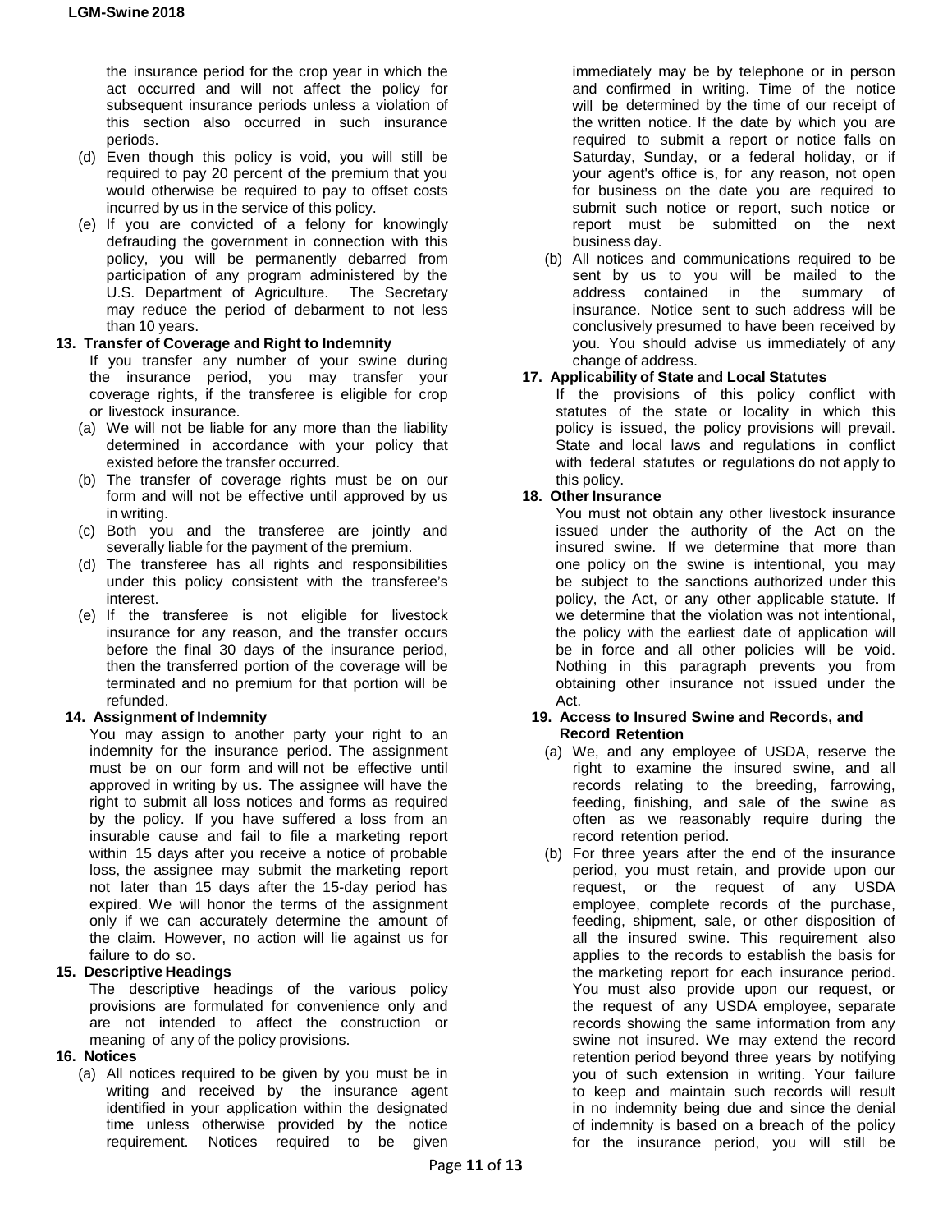the insurance period for the crop year in which the act occurred and will not affect the policy for subsequent insurance periods unless a violation of this section also occurred in such insurance periods.

(d) Even though this policy is void, you will still be required to pay 20 percent of the premium that you would otherwise be required to pay to offset costs incurred by us in the service of this policy.

(e) If you are convicted of a felony for knowingly defrauding the government in connection with this policy, you will be permanently debarred from participation of any program administered by the U.S. Department of Agriculture. The Secretary may reduce the period of debarment to not less than 10 years.

**13. Transfer of Coverage and Right to Indemnity**

If you transfer any number of your swine during the insurance period, you may transfer your coverage rights, if the transferee is eligible for crop or livestock insurance.

(a) We will not be liable for any more than the liability determined in accordance with your policy that existed before the transfer occurred.

(b) The transfer of coverage rights must be on our form and will not be effective until approved by us in writing.

(c) Both you and the transferee are jointly and severally liable for the payment of the premium.

(d) The transferee has all rights and responsibilities under this policy consistent with the transferee's interest.

(e) If the transferee is not eligible for livestock insurance for any reason, and the transfer occurs before the final 30 days of the insurance period, then the transferred portion of the coverage will be terminated and no premium for that portion will be refunded.

**14. Assignment of Indemnity**

You may assign to another party your right to an indemnity for the insurance period. The assignment must be on our form and will not be effective until approved in writing by us. The assignee will have the right to submit all loss notices and forms as required by the policy. If you have suffered a loss from an insurable cause and fail to file a marketing report within 15 days after you receive a notice of probable loss, the assignee may submit the marketing report not later than 15 days after the 15-day period has expired. We will honor the terms of the assignment only if we can accurately determine the amount of the claim. However, no action will lie against us for failure to do so.

**15. Descriptive Headings**

The descriptive headings of the various policy provisions are formulated for convenience only and are not intended to affect the construction or meaning of any of the policy provisions.

**16. Notices**

(a) All notices required to be given by you must be in writing and received by the insurance agent identified in your application within the designated time unless otherwise provided by the notice requirement. Notices required to be given immediately may be by telephone or in person and confirmed in writing. Time of the notice will be determined by the time of our receipt of the written notice. If the date by which you are required to submit a report or notice falls on Saturday, Sunday, or a federal holiday, or if your agent's office is, for any reason, not open for business on the date you are required to submit such notice or report, such notice or report must be submitted on the next business day.

(b) All notices and communications required to be sent by us to you will be mailed to the address contained in the summary of insurance. Notice sent to such address will be conclusively presumed to have been received by you. You should advise us immediately of any change of address.

**17. Applicability of State and Local Statutes**

If the provisions of this policy conflict with statutes of the state or locality in which this policy is issued, the policy provisions will prevail. State and local laws and regulations in conflict with federal statutes or regulations do not apply to this policy.

**18. Other Insurance**

You must not obtain any other livestock insurance issued under the authority of the Act on the insured swine. If we determine that more than one policy on the swine is intentional, you may be subject to the sanctions authorized under this policy, the Act, or any other applicable statute. If we determine that the violation was not intentional, the policy with the earliest date of application will be in force and all other policies will be void. Nothing in this paragraph prevents you from obtaining other insurance not issued under the Act.

**19. Access to Insured Swine and Records, and Record Retention**

(a) We, and any employee of USDA, reserve the right to examine the insured swine, and all records relating to the breeding, farrowing, feeding, finishing, and sale of the swine as often as we reasonably require during the record retention period.

(b) For three years after the end of the insurance period, you must retain, and provide upon our request, or the request of any USDA employee, complete records of the purchase, feeding, shipment, sale, or other disposition of all the insured swine. This requirement also applies to the records to establish the basis for the marketing report for each insurance period. You must also provide upon our request, or the request of any USDA employee, separate records showing the same information from any swine not insured. We may extend the record retention period beyond three years by notifying you of such extension in writing. Your failure to keep and maintain such records will result in no indemnity being due and since the denial of indemnity is based on a breach of the policy for the insurance period, you will still be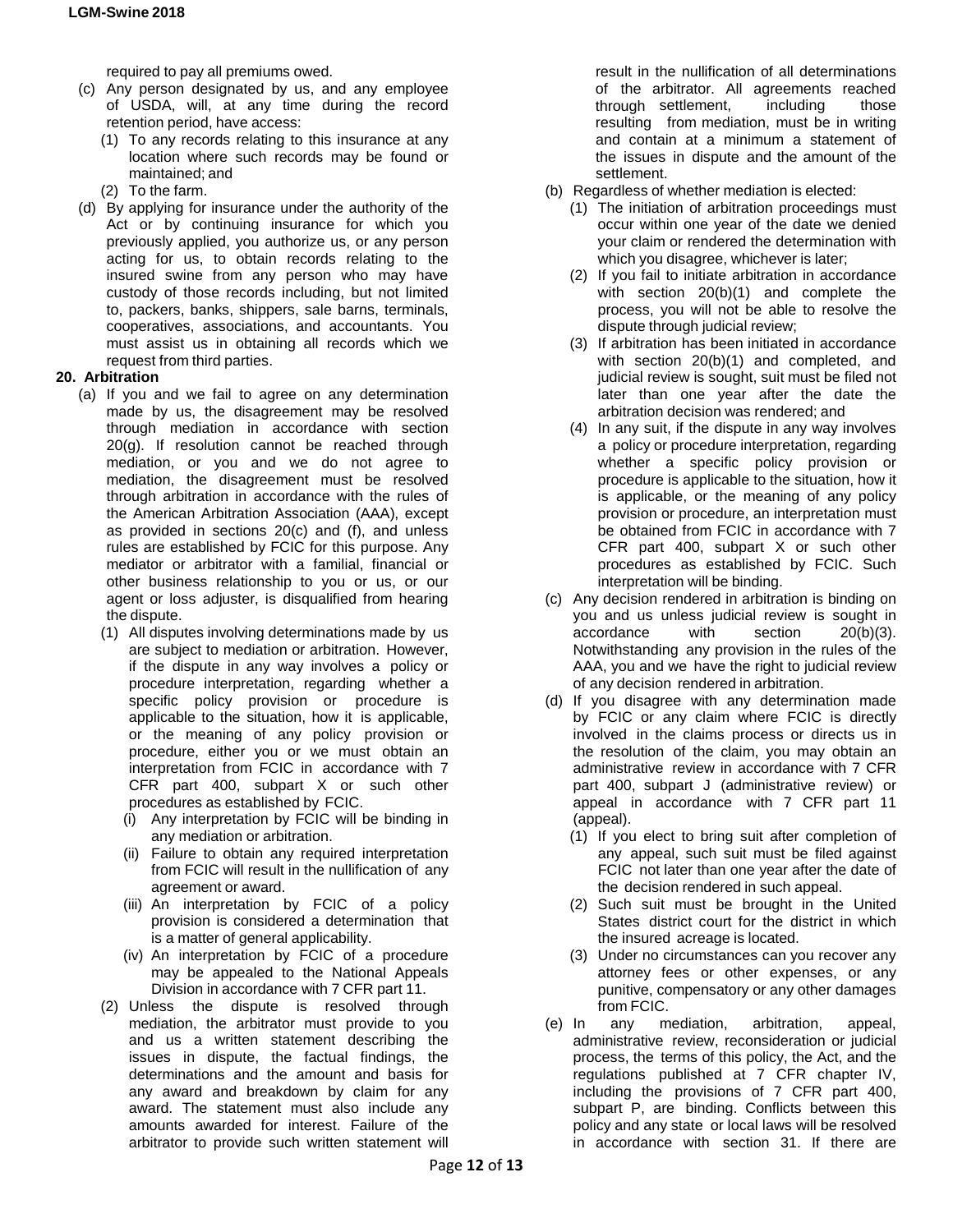required to pay all premiums owed.

(c) Any person designated by us, and any employee of USDA, will, at any time during the record retention period, have access:
   (1) To any records relating to this insurance at any location where such records may be found or maintained; and
   (2) To the farm.

(d) By applying for insurance under the authority of the Act or by continuing insurance for which you previously applied, you authorize us, or any person acting for us, to obtain records relating to the insured swine from any person who may have custody of those records including, but not limited to, packers, banks, shippers, sale barns, terminals, cooperatives, associations, and accountants. You must assist us in obtaining all records which we request from third parties.

**20. Arbitration**

(a) If you and we fail to agree on any determination made by us, the disagreement may be resolved through mediation in accordance with section 20(g). If resolution cannot be reached through mediation, or you and we do not agree to mediation, the disagreement must be resolved through arbitration in accordance with the rules of the American Arbitration Association (AAA), except as provided in sections 20(c) and (f), and unless rules are established by FCIC for this purpose. Any mediator or arbitrator with a familial, financial or other business relationship to you or us, or our agent or loss adjuster, is disqualified from hearing the dispute.
   (1) All disputes involving determinations made by us are subject to mediation or arbitration. However, if the dispute in any way involves a policy or procedure interpretation, regarding whether a specific policy provision or procedure is applicable to the situation, how it is applicable, or the meaning of any policy provision or procedure, either you or we must obtain an interpretation from FCIC in accordance with 7 CFR part 400, subpart X or such other procedures as established by FCIC.
      (i) Any interpretation by FCIC will be binding in any mediation or arbitration.
      (ii) Failure to obtain any required interpretation from FCIC will result in the nullification of any agreement or award.
      (iii) An interpretation by FCIC of a policy provision is considered a determination that is a matter of general applicability.
      (iv) An interpretation by FCIC of a procedure may be appealed to the National Appeals Division in accordance with 7 CFR part 11.
   (2) Unless the dispute is resolved through mediation, the arbitrator must provide to you and us a written statement describing the issues in dispute, the factual findings, the determinations and the amount and basis for any award and breakdown by claim for any award. The statement must also include any amounts awarded for interest. Failure of the arbitrator to provide such written statement will result in the nullification of all determinations of the arbitrator. All agreements reached through settlement, including those resulting from mediation, must be in writing and contain at a minimum a statement of the issues in dispute and the amount of the settlement.

(b) Regardless of whether mediation is elected:
   (1) The initiation of arbitration proceedings must occur within one year of the date we denied your claim or rendered the determination with which you disagree, whichever is later;
   (2) If you fail to initiate arbitration in accordance with section 20(b)(1) and complete the process, you will not be able to resolve the dispute through judicial review;
   (3) If arbitration has been initiated in accordance with section 20(b)(1) and completed, and judicial review is sought, suit must be filed not later than one year after the date the arbitration decision was rendered; and
   (4) In any suit, if the dispute in any way involves a policy or procedure interpretation, regarding whether a specific policy provision or procedure is applicable to the situation, how it is applicable, or the meaning of any policy provision or procedure, an interpretation must be obtained from FCIC in accordance with 7 CFR part 400, subpart X or such other procedures as established by FCIC. Such interpretation will be binding.

(c) Any decision rendered in arbitration is binding on you and us unless judicial review is sought in accordance with section 20(b)(3). Notwithstanding any provision in the rules of the AAA, you and we have the right to judicial review of any decision rendered in arbitration.

(d) If you disagree with any determination made by FCIC or any claim where FCIC is directly involved in the claims process or directs us in the resolution of the claim, you may obtain an administrative review in accordance with 7 CFR part 400, subpart J (administrative review) or appeal in accordance with 7 CFR part 11 (appeal).
   (1) If you elect to bring suit after completion of any appeal, such suit must be filed against FCIC not later than one year after the date of the decision rendered in such appeal.
   (2) Such suit must be brought in the United States district court for the district in which the insured acreage is located.
   (3) Under no circumstances can you recover any attorney fees or other expenses, or any punitive, compensatory or any other damages from FCIC.

(e) In any mediation, arbitration, appeal, administrative review, reconsideration or judicial process, the terms of this policy, the Act, and the regulations published at 7 CFR chapter IV, including the provisions of 7 CFR part 400, subpart P, are binding. Conflicts between this policy and any state or local laws will be resolved in accordance with section 31. If there are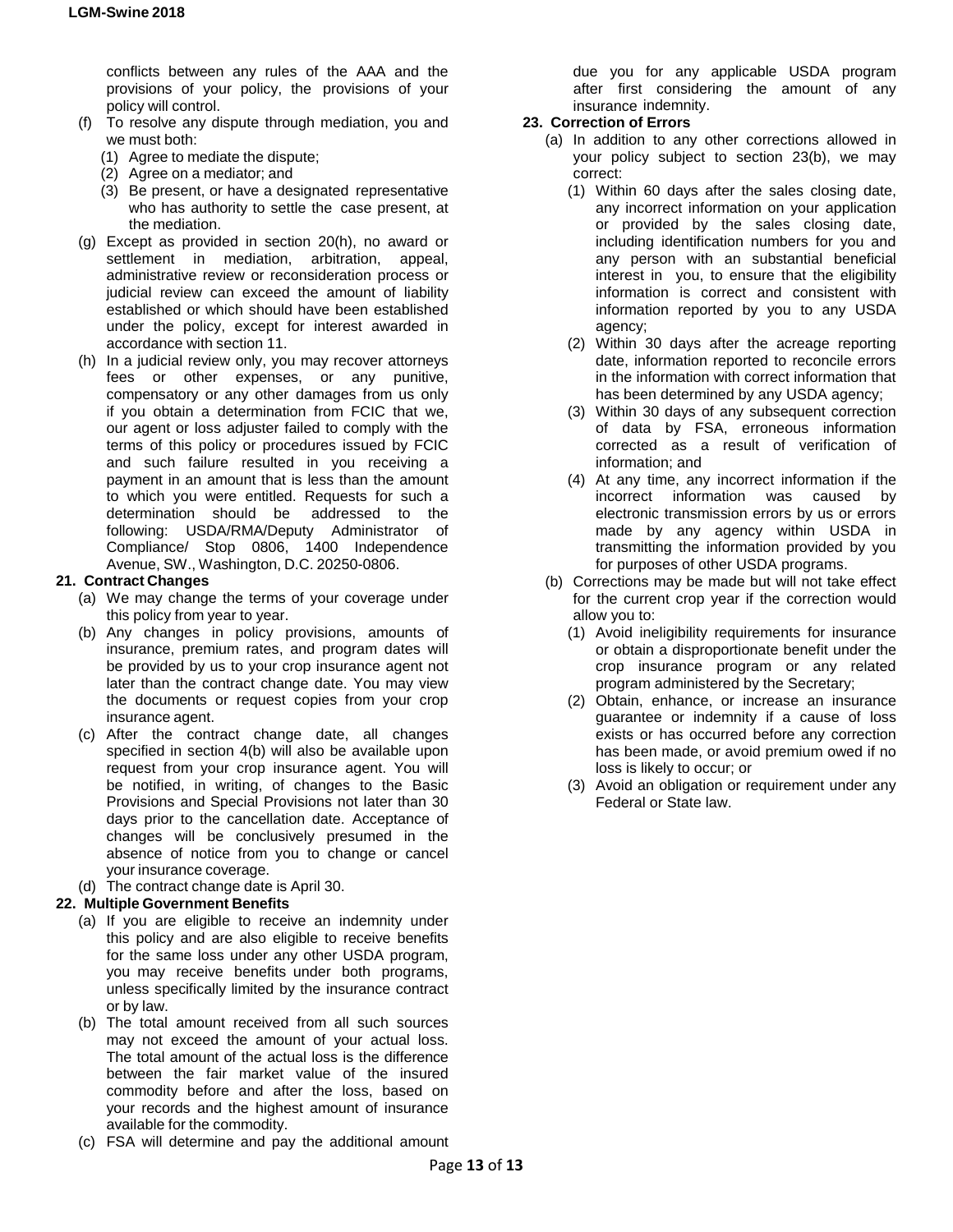conflicts between any rules of the AAA and the provisions of your policy, the provisions of your policy will control.

(f) To resolve any dispute through mediation, you and we must both:
   (1) Agree to mediate the dispute;
   (2) Agree on a mediator; and
   (3) Be present, or have a designated representative who has authority to settle the case present, at the mediation.

(g) Except as provided in section 20(h), no award or settlement in mediation, arbitration, appeal, administrative review or reconsideration process or judicial review can exceed the amount of liability established or which should have been established under the policy, except for interest awarded in accordance with section 11.

(h) In a judicial review only, you may recover attorneys fees or other expenses, or any punitive, compensatory or any other damages from us only if you obtain a determination from FCIC that we, our agent or loss adjuster failed to comply with the terms of this policy or procedures issued by FCIC and such failure resulted in you receiving a payment in an amount that is less than the amount to which you were entitled. Requests for such a determination should be addressed to the following: USDA/RMA/Deputy Administrator of Compliance/ Stop 0806, 1400 Independence Avenue, SW., Washington, D.C. 20250-0806.

**21. Contract Changes**

(a) We may change the terms of your coverage under this policy from year to year.

(b) Any changes in policy provisions, amounts of insurance, premium rates, and program dates will be provided by us to your crop insurance agent not later than the contract change date. You may view the documents or request copies from your crop insurance agent.

(c) After the contract change date, all changes specified in section 4(b) will also be available upon request from your crop insurance agent. You will be notified, in writing, of changes to the Basic Provisions and Special Provisions not later than 30 days prior to the cancellation date. Acceptance of changes will be conclusively presumed in the absence of notice from you to change or cancel your insurance coverage.

(d) The contract change date is April 30.

**22. Multiple Government Benefits**

(a) If you are eligible to receive an indemnity under this policy and are also eligible to receive benefits for the same loss under any other USDA program, you may receive benefits under both programs, unless specifically limited by the insurance contract or by law.

(b) The total amount received from all such sources may not exceed the amount of your actual loss. The total amount of the actual loss is the difference between the fair market value of the insured commodity before and after the loss, based on your records and the highest amount of insurance available for the commodity.

(c) FSA will determine and pay the additional amount due you for any applicable USDA program after first considering the amount of any insurance indemnity.

**23. Correction of Errors**

(a) In addition to any other corrections allowed in your policy subject to section 23(b), we may correct:
   (1) Within 60 days after the sales closing date, any incorrect information on your application or provided by the sales closing date, including identification numbers for you and any person with an substantial beneficial interest in you, to ensure that the eligibility information is correct and consistent with information reported by you to any USDA agency;
   (2) Within 30 days after the acreage reporting date, information reported to reconcile errors in the information with correct information that has been determined by any USDA agency;
   (3) Within 30 days of any subsequent correction of data by FSA, erroneous information corrected as a result of verification of information; and
   (4) At any time, any incorrect information if the incorrect information was caused by electronic transmission errors by us or errors made by any agency within USDA in transmitting the information provided by you for purposes of other USDA programs.

(b) Corrections may be made but will not take effect for the current crop year if the correction would allow you to:
   (1) Avoid ineligibility requirements for insurance or obtain a disproportionate benefit under the crop insurance program or any related program administered by the Secretary;
   (2) Obtain, enhance, or increase an insurance guarantee or indemnity if a cause of loss exists or has occurred before any correction has been made, or avoid premium owed if no loss is likely to occur; or
   (3) Avoid an obligation or requirement under any Federal or State law.